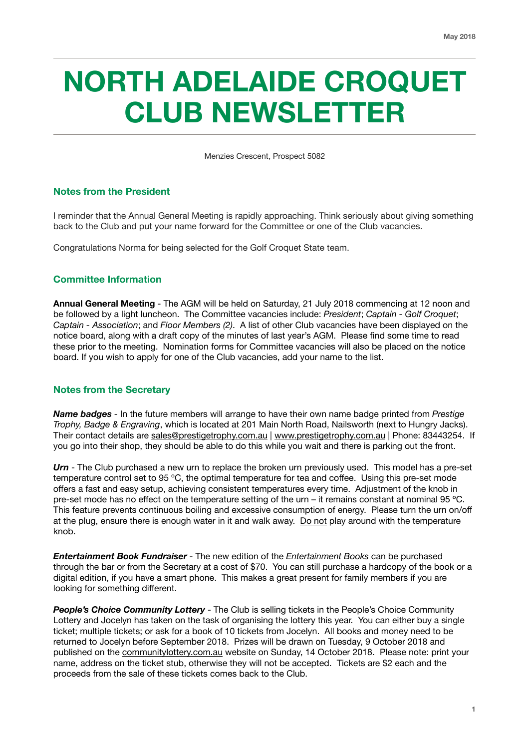# NORTH ADELAIDE CROQUET CLUB NEWSLETTER

Menzies Crescent, Prospect 5082

## Notes from the President

I reminder that the Annual General Meeting is rapidly approaching. Think seriously about giving something back to the Club and put your name forward for the Committee or one of the Club vacancies.

Congratulations Norma for being selected for the Golf Croquet State team.

## Committee Information

**Annual General Meeting** - The AGM will be held on Saturday, 21 July 2018 commencing at 12 noon and be followed by a light luncheon. The Committee vacancies include: *President*; *Captain - Golf Croquet*; *Captain - Association*; and *Floor Members (2)*. A list of other Club vacancies have been displayed on the notice board, along with a draft copy of the minutes of last year's AGM. Please find some time to read these prior to the meeting. Nomination forms for Committee vacancies will also be placed on the notice board. If you wish to apply for one of the Club vacancies, add your name to the list.

## Notes from the Secretary

***Name badges*** - In the future members will arrange to have their own name badge printed from *Prestige Trophy, Badge & Engraving*, which is located at 201 Main North Road, Nailsworth (next to Hungry Jacks). Their contact details are sales@prestigetrophy.com.au | www.prestigetrophy.com.au | Phone: 83443254. If you go into their shop, they should be able to do this while you wait and there is parking out the front.

***Urn*** - The Club purchased a new urn to replace the broken urn previously used. This model has a pre-set temperature control set to 95 ºC, the optimal temperature for tea and coffee. Using this pre-set mode offers a fast and easy setup, achieving consistent temperatures every time. Adjustment of the knob in pre-set mode has no effect on the temperature setting of the urn – it remains constant at nominal 95 ºC. This feature prevents continuous boiling and excessive consumption of energy. Please turn the urn on/off at the plug, ensure there is enough water in it and walk away. Do not play around with the temperature knob.

***Entertainment Book Fundraiser*** - The new edition of the *Entertainment Books* can be purchased through the bar or from the Secretary at a cost of $70. You can still purchase a hardcopy of the book or a digital edition, if you have a smart phone. This makes a great present for family members if you are looking for something different.

***People's Choice Community Lottery*** - The Club is selling tickets in the People's Choice Community Lottery and Jocelyn has taken on the task of organising the lottery this year. You can either buy a single ticket; multiple tickets; or ask for a book of 10 tickets from Jocelyn. All books and money need to be returned to Jocelyn before September 2018. Prizes will be drawn on Tuesday, 9 October 2018 and published on the communitylottery.com.au website on Sunday, 14 October 2018. Please note: print your name, address on the ticket stub, otherwise they will not be accepted. Tickets are $2 each and the proceeds from the sale of these tickets comes back to the Club.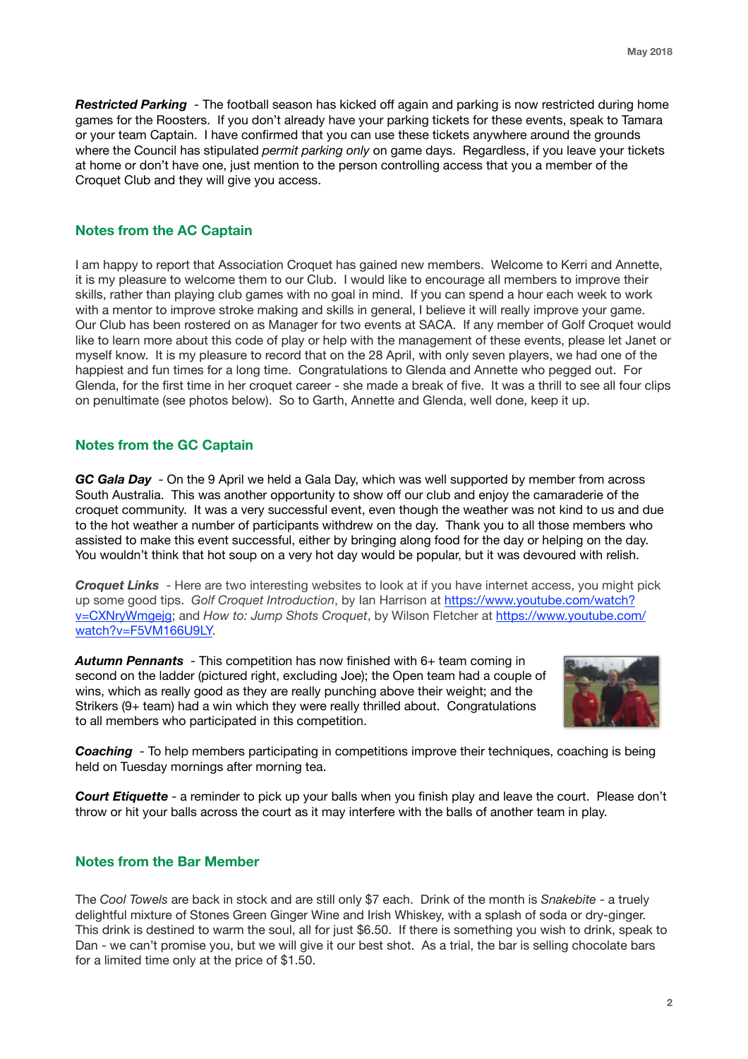***Restricted Parking*** - The football season has kicked off again and parking is now restricted during home games for the Roosters. If you don't already have your parking tickets for these events, speak to Tamara or your team Captain. I have confirmed that you can use these tickets anywhere around the grounds where the Council has stipulated *permit parking only* on game days. Regardless, if you leave your tickets at home or don't have one, just mention to the person controlling access that you a member of the Croquet Club and they will give you access.

## Notes from the AC Captain

I am happy to report that Association Croquet has gained new members. Welcome to Kerri and Annette, it is my pleasure to welcome them to our Club. I would like to encourage all members to improve their skills, rather than playing club games with no goal in mind. If you can spend a hour each week to work with a mentor to improve stroke making and skills in general, I believe it will really improve your game. Our Club has been rostered on as Manager for two events at SACA. If any member of Golf Croquet would like to learn more about this code of play or help with the management of these events, please let Janet or myself know. It is my pleasure to record that on the 28 April, with only seven players, we had one of the happiest and fun times for a long time. Congratulations to Glenda and Annette who pegged out. For Glenda, for the first time in her croquet career - she made a break of five. It was a thrill to see all four clips on penultimate (see photos below). So to Garth, Annette and Glenda, well done, keep it up.

## Notes from the GC Captain

***GC Gala Day*** - On the 9 April we held a Gala Day, which was well supported by member from across South Australia. This was another opportunity to show off our club and enjoy the camaraderie of the croquet community. It was a very successful event, even though the weather was not kind to us and due to the hot weather a number of participants withdrew on the day. Thank you to all those members who assisted to make this event successful, either by bringing along food for the day or helping on the day. You wouldn't think that hot soup on a very hot day would be popular, but it was devoured with relish.

***Croquet Links*** - Here are two interesting websites to look at if you have internet access, you might pick up some good tips. *Golf Croquet Introduction*, by Ian Harrison at [https://www.youtube.com/watch?v=CXNryWmgejg](https://www.youtube.com/watch?v=CXNryWmgejg); and *How to: Jump Shots Croquet*, by Wilson Fletcher at [https://www.youtube.com/watch?v=F5VM166U9LY](https://www.youtube.com/watch?v=F5VM166U9LY).

***Autumn Pennants*** - This competition has now finished with 6+ team coming in second on the ladder (pictured right, excluding Joe); the Open team had a couple of wins, which as really good as they are really punching above their weight; and the Strikers (9+ team) had a win which they were really thrilled about. Congratulations to all members who participated in this competition.

***Coaching*** - To help members participating in competitions improve their techniques, coaching is being held on Tuesday mornings after morning tea.

***Court Etiquette*** - a reminder to pick up your balls when you finish play and leave the court. Please don't throw or hit your balls across the court as it may interfere with the balls of another team in play.

## Notes from the Bar Member

The *Cool Towels* are back in stock and are still only $7 each. Drink of the month is *Snakebite* - a truely delightful mixture of Stones Green Ginger Wine and Irish Whiskey, with a splash of soda or dry-ginger. This drink is destined to warm the soul, all for just $6.50. If there is something you wish to drink, speak to Dan - we can't promise you, but we will give it our best shot. As a trial, the bar is selling chocolate bars for a limited time only at the price of $1.50.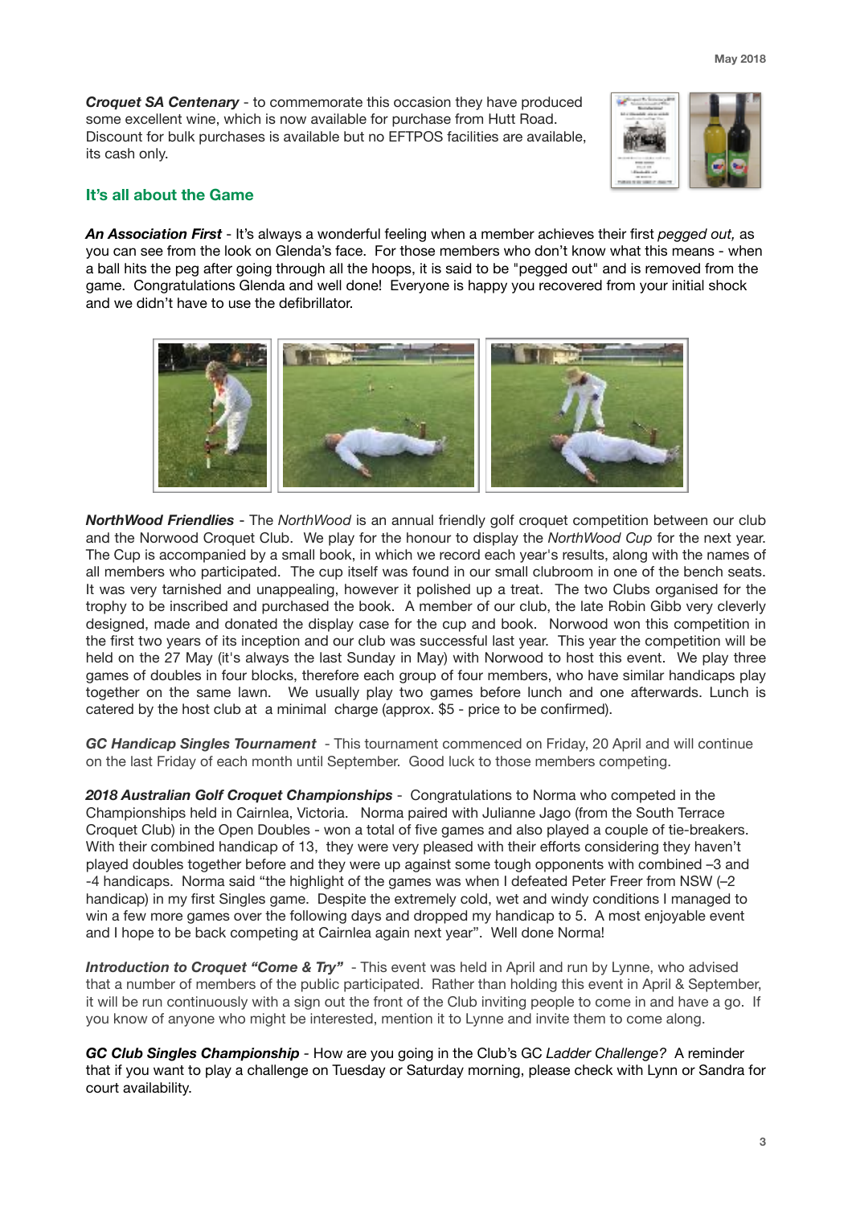***Croquet SA Centenary*** - to commemorate this occasion they have produced some excellent wine, which is now available for purchase from Hutt Road. Discount for bulk purchases is available but no EFTPOS facilities are available, its cash only.

## It's all about the Game

***An Association First*** - It's always a wonderful feeling when a member achieves their first *pegged out,* as you can see from the look on Glenda's face. For those members who don't know what this means - when a ball hits the peg after going through all the hoops, it is said to be "pegged out" and is removed from the game. Congratulations Glenda and well done! Everyone is happy you recovered from your initial shock and we didn't have to use the defibrillator.

***NorthWood Friendlies*** - The *NorthWood* is an annual friendly golf croquet competition between our club and the Norwood Croquet Club. We play for the honour to display the *NorthWood Cup* for the next year. The Cup is accompanied by a small book, in which we record each year's results, along with the names of all members who participated. The cup itself was found in our small clubroom in one of the bench seats. It was very tarnished and unappealing, however it polished up a treat. The two Clubs organised for the trophy to be inscribed and purchased the book. A member of our club, the late Robin Gibb very cleverly designed, made and donated the display case for the cup and book. Norwood won this competition in the first two years of its inception and our club was successful last year. This year the competition will be held on the 27 May (it's always the last Sunday in May) with Norwood to host this event. We play three games of doubles in four blocks, therefore each group of four members, who have similar handicaps play together on the same lawn. We usually play two games before lunch and one afterwards. Lunch is catered by the host club at a minimal charge (approx. $5 - price to be confirmed).

***GC Handicap Singles Tournament*** - This tournament commenced on Friday, 20 April and will continue on the last Friday of each month until September. Good luck to those members competing.

***2018 Australian Golf Croquet Championships*** - Congratulations to Norma who competed in the Championships held in Cairnlea, Victoria. Norma paired with Julianne Jago (from the South Terrace Croquet Club) in the Open Doubles - won a total of five games and also played a couple of tie-breakers. With their combined handicap of 13, they were very pleased with their efforts considering they haven't played doubles together before and they were up against some tough opponents with combined –3 and -4 handicaps. Norma said "the highlight of the games was when I defeated Peter Freer from NSW (–2 handicap) in my first Singles game. Despite the extremely cold, wet and windy conditions I managed to win a few more games over the following days and dropped my handicap to 5. A most enjoyable event and I hope to be back competing at Cairnlea again next year". Well done Norma!

***Introduction to Croquet "Come & Try"*** - This event was held in April and run by Lynne, who advised that a number of members of the public participated. Rather than holding this event in April & September, it will be run continuously with a sign out the front of the Club inviting people to come in and have a go. If you know of anyone who might be interested, mention it to Lynne and invite them to come along.

***GC Club Singles Championship*** - How are you going in the Club's GC *Ladder Challenge?* A reminder that if you want to play a challenge on Tuesday or Saturday morning, please check with Lynn or Sandra for court availability.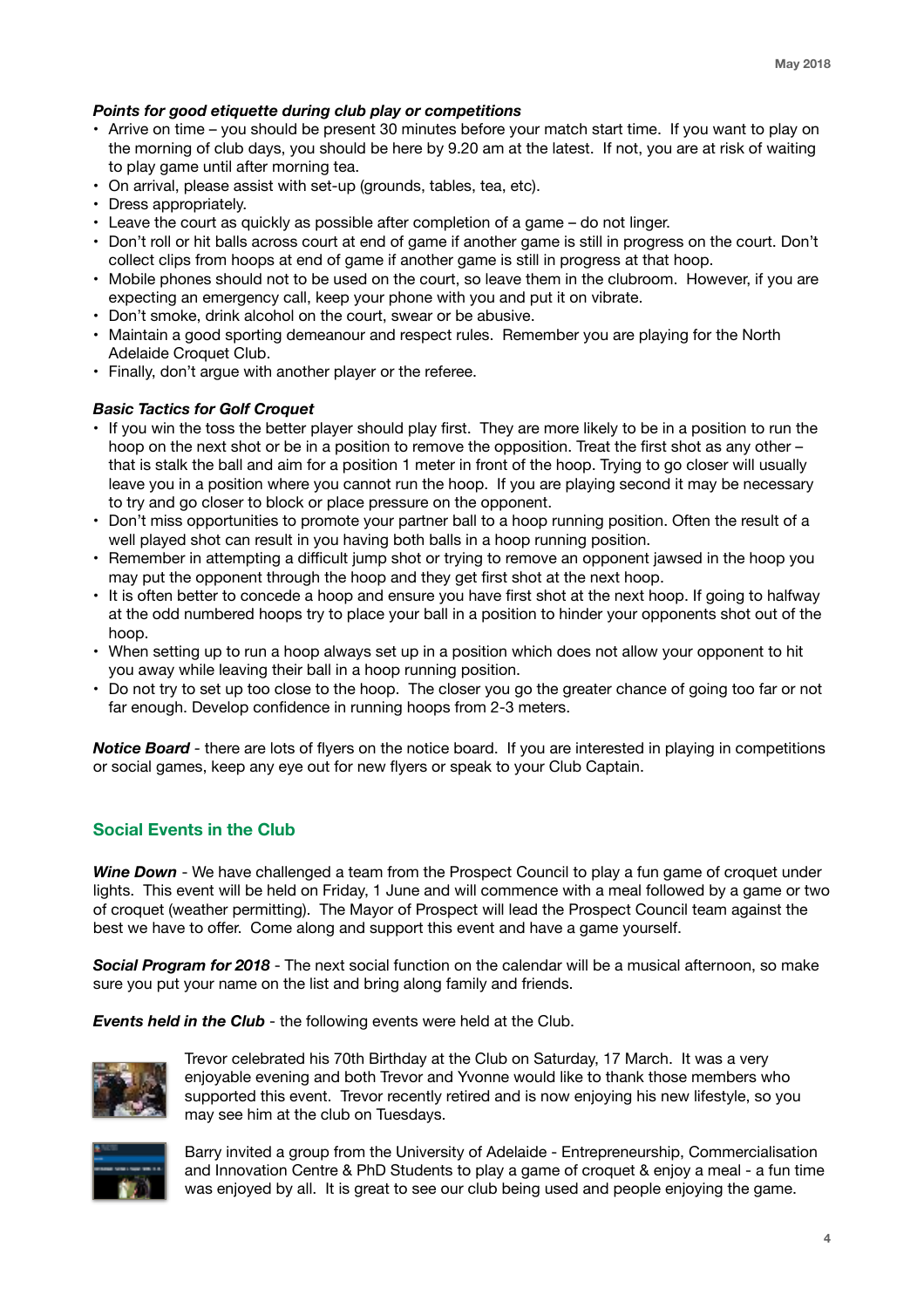***Points for good etiquette during club play or competitions***

- Arrive on time – you should be present 30 minutes before your match start time. If you want to play on the morning of club days, you should be here by 9.20 am at the latest. If not, you are at risk of waiting to play game until after morning tea.
- On arrival, please assist with set-up (grounds, tables, tea, etc).
- Dress appropriately.
- Leave the court as quickly as possible after completion of a game – do not linger.
- Don't roll or hit balls across court at end of game if another game is still in progress on the court. Don't collect clips from hoops at end of game if another game is still in progress at that hoop.
- Mobile phones should not to be used on the court, so leave them in the clubroom. However, if you are expecting an emergency call, keep your phone with you and put it on vibrate.
- Don't smoke, drink alcohol on the court, swear or be abusive.
- Maintain a good sporting demeanour and respect rules. Remember you are playing for the North Adelaide Croquet Club.
- Finally, don't argue with another player or the referee.

***Basic Tactics for Golf Croquet***

- If you win the toss the better player should play first. They are more likely to be in a position to run the hoop on the next shot or be in a position to remove the opposition. Treat the first shot as any other – that is stalk the ball and aim for a position 1 meter in front of the hoop. Trying to go closer will usually leave you in a position where you cannot run the hoop. If you are playing second it may be necessary to try and go closer to block or place pressure on the opponent.
- Don't miss opportunities to promote your partner ball to a hoop running position. Often the result of a well played shot can result in you having both balls in a hoop running position.
- Remember in attempting a difficult jump shot or trying to remove an opponent jawsed in the hoop you may put the opponent through the hoop and they get first shot at the next hoop.
- It is often better to concede a hoop and ensure you have first shot at the next hoop. If going to halfway at the odd numbered hoops try to place your ball in a position to hinder your opponents shot out of the hoop.
- When setting up to run a hoop always set up in a position which does not allow your opponent to hit you away while leaving their ball in a hoop running position.
- Do not try to set up too close to the hoop. The closer you go the greater chance of going too far or not far enough. Develop confidence in running hoops from 2-3 meters.

***Notice Board*** - there are lots of flyers on the notice board. If you are interested in playing in competitions or social games, keep any eye out for new flyers or speak to your Club Captain.

## Social Events in the Club

***Wine Down*** - We have challenged a team from the Prospect Council to play a fun game of croquet under lights. This event will be held on Friday, 1 June and will commence with a meal followed by a game or two of croquet (weather permitting). The Mayor of Prospect will lead the Prospect Council team against the best we have to offer. Come along and support this event and have a game yourself.

***Social Program for 2018*** - The next social function on the calendar will be a musical afternoon, so make sure you put your name on the list and bring along family and friends.

***Events held in the Club*** - the following events were held at the Club.

Trevor celebrated his 70th Birthday at the Club on Saturday, 17 March. It was a very enjoyable evening and both Trevor and Yvonne would like to thank those members who supported this event. Trevor recently retired and is now enjoying his new lifestyle, so you may see him at the club on Tuesdays.

Barry invited a group from the University of Adelaide - Entrepreneurship, Commercialisation and Innovation Centre & PhD Students to play a game of croquet & enjoy a meal - a fun time was enjoyed by all. It is great to see our club being used and people enjoying the game.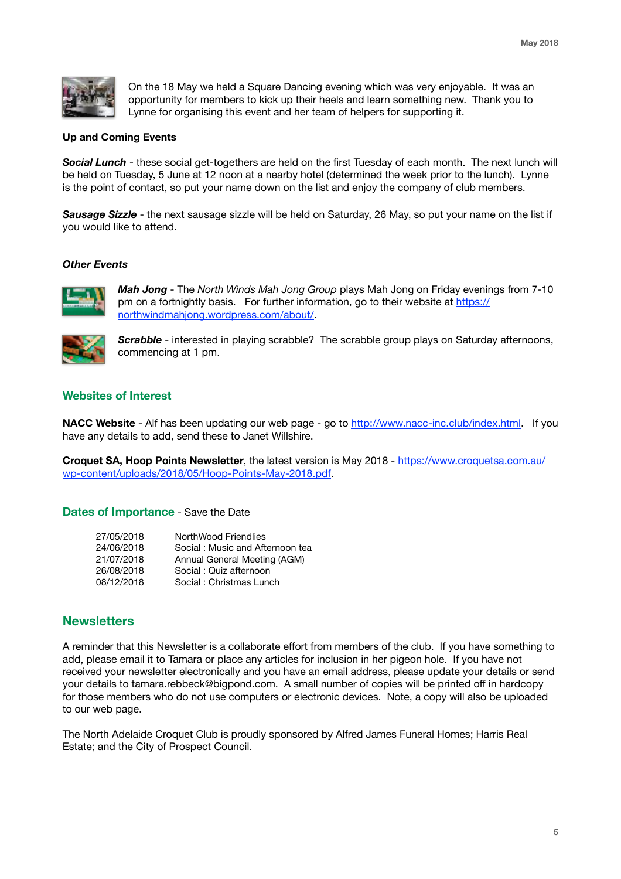On the 18 May we held a Square Dancing evening which was very enjoyable. It was an opportunity for members to kick up their heels and learn something new. Thank you to Lynne for organising this event and her team of helpers for supporting it.

**Up and Coming Events**

***Social Lunch*** - these social get-togethers are held on the first Tuesday of each month. The next lunch will be held on Tuesday, 5 June at 12 noon at a nearby hotel (determined the week prior to the lunch). Lynne is the point of contact, so put your name down on the list and enjoy the company of club members.

***Sausage Sizzle*** - the next sausage sizzle will be held on Saturday, 26 May, so put your name on the list if you would like to attend.

***Other Events***

***Mah Jong*** - The *North Winds Mah Jong Group* plays Mah Jong on Friday evenings from 7-10 pm on a fortnightly basis. For further information, go to their website at https://northwindmahjong.wordpress.com/about/.

***Scrabble*** - interested in playing scrabble? The scrabble group plays on Saturday afternoons, commencing at 1 pm.

## Websites of Interest

**NACC Website** - Alf has been updating our web page - go to http://www.nacc-inc.club/index.html. If you have any details to add, send these to Janet Willshire.

**Croquet SA, Hoop Points Newsletter**, the latest version is May 2018 - https://www.croquetsa.com.au/wp-content/uploads/2018/05/Hoop-Points-May-2018.pdf.

## Dates of Importance - Save the Date

| | |
|---|---|
| 27/05/2018 | NorthWood Friendlies |
| 24/06/2018 | Social : Music and Afternoon tea |
| 21/07/2018 | Annual General Meeting (AGM) |
| 26/08/2018 | Social : Quiz afternoon |
| 08/12/2018 | Social : Christmas Lunch |

## Newsletters

A reminder that this Newsletter is a collaborate effort from members of the club. If you have something to add, please email it to Tamara or place any articles for inclusion in her pigeon hole. If you have not received your newsletter electronically and you have an email address, please update your details or send your details to tamara.rebbeck@bigpond.com. A small number of copies will be printed off in hardcopy for those members who do not use computers or electronic devices. Note, a copy will also be uploaded to our web page.

The North Adelaide Croquet Club is proudly sponsored by Alfred James Funeral Homes; Harris Real Estate; and the City of Prospect Council.